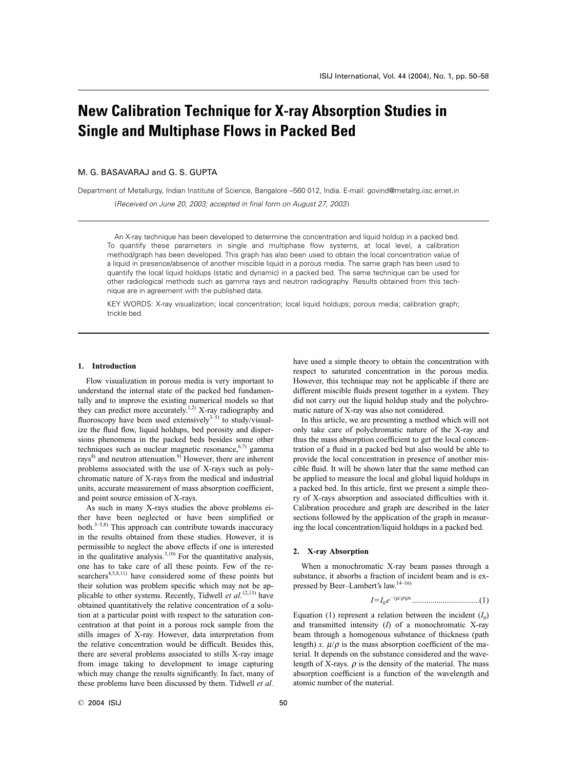# New Calibration Technique for X-ray Absorption Studies in Single and Multiphase Flows in Packed Bed

M. G. BASAVARAJ and G. S. GUPTA

Department of Metallurgy, Indian Institute of Science, Bangalore –560 012, India. E-mail: govind@metalrg.iisc.ernet.in

(*Received on June 20, 2003; accepted in final form on August 27, 2003*)

An X-ray technique has been developed to determine the concentration and liquid holdup in a packed bed. To quantify these parameters in single and multiphase flow systems, at local level, a calibration method/graph has been developed. This graph has also been used to obtain the local concentration value of a liquid in presence/absence of another miscible liquid in a porous media. The same graph has been used to quantify the local liquid holdups (static and dynamic) in a packed bed. The same technique can be used for other radiological methods such as gamma rays and neutron radiography. Results obtained from this technique are in agreement with the published data.

KEY WORDS: X-ray visualization; local concentration; local liquid holdups; porous media; calibration graph; trickle bed.

## 1. Introduction

Flow visualization in porous media is very important to understand the internal state of the packed bed fundamentally and to improve the existing numerical models so that they can predict more accurately.[1,2] X-ray radiography and fluoroscopy have been used extensively[3–5] to study/visualize the fluid flow, liquid holdups, bed porosity and dispersions phenomena in the packed beds besides some other techniques such as nuclear magnetic resonance,[6,7] gamma rays[8] and neutron attenuation.[9] However, there are inherent problems associated with the use of X-rays such as polychromatic nature of X-rays from the medical and industrial units, accurate measurement of mass absorption coefficient, and point source emission of X-rays.

As such in many X-rays studies the above problems either have been neglected or have been simplified or both.[3–5,8] This approach can contribute towards inaccuracy in the results obtained from these studies. However, it is permissible to neglect the above effects if one is interested in the qualitative analysis.[3,10] For the quantitative analysis, one has to take care of all these points. Few of the researchers[4,5,8,11] have considered some of these points but their solution was problem specific which may not be applicable to other systems. Recently, Tidwell *et al.*[12,13] have obtained quantitatively the relative concentration of a solution at a particular point with respect to the saturation concentration at that point in a porous rock sample from the stills images of X-ray. However, data interpretation from the relative concentration would be difficult. Besides this, there are several problems associated to stills X-ray image from image taking to development to image capturing which may change the results significantly. In fact, many of these problems have been discussed by them. Tidwell *et al.* have used a simple theory to obtain the concentration with respect to saturated concentration in the porous media. However, this technique may not be applicable if there are different miscible fluids present together in a system. They did not carry out the liquid holdup study and the polychromatic nature of X-ray was also not considered.

In this article, we are presenting a method which will not only take care of polychromatic nature of the X-ray and thus the mass absorption coefficient to get the local concentration of a fluid in a packed bed but also would be able to provide the local concentration in presence of another miscible fluid. It will be shown later that the same method can be applied to measure the local and global liquid holdups in a packed bed. In this article, first we present a simple theory of X-rays absorption and associated difficulties with it. Calibration procedure and graph are described in the later sections followed by the application of the graph in measuring the local concentration/liquid holdups in a packed bed.

## 2. X-ray Absorption

When a monochromatic X-ray beam passes through a substance, it absorbs a fraction of incident beam and is expressed by Beer–Lambert's law.[14–16]

$$I = I_0 e^{-(\mu/\rho)\rho x} \quad \text{.................................(1)}$$

Equation (1) represent a relation between the incident ($I_0$) and transmitted intensity ($I$) of a monochromatic X-ray beam through a homogenous substance of thickness (path length) $x$. $\mu/\rho$ is the mass absorption coefficient of the material. It depends on the substance considered and the wavelength of X-rays. $\rho$ is the density of the material. The mass absorption coefficient is a function of the wavelength and atomic number of the material.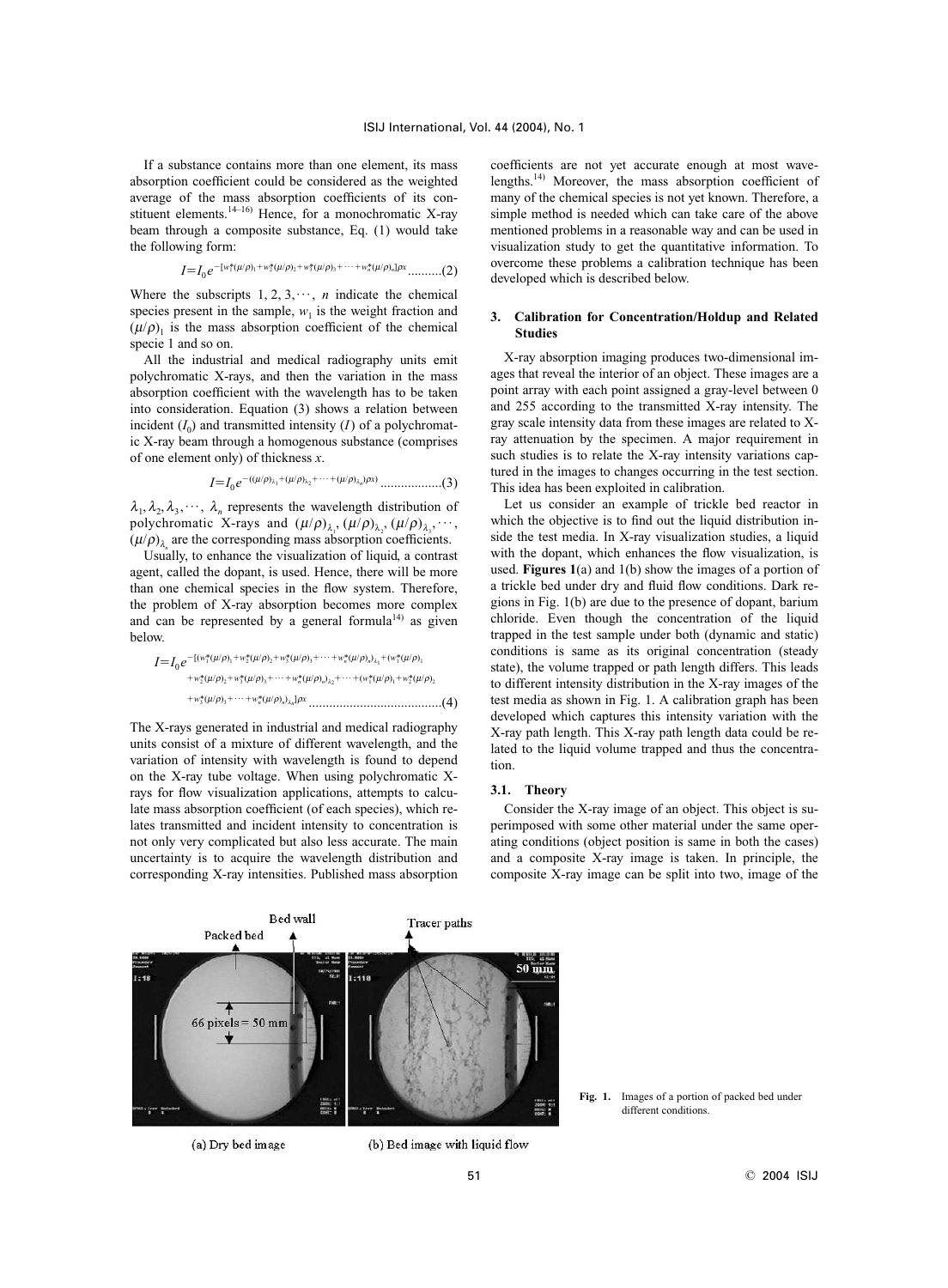If a substance contains more than one element, its mass absorption coefficient could be considered as the weighted average of the mass absorption coefficients of its constituent elements.[14–16] Hence, for a monochromatic X-ray beam through a composite substance, Eq. (1) would take the following form:

$$I = I_0 e^{-[w_1^*(\mu/\rho)_1 + w_2^*(\mu/\rho)_2 + w_3^*(\mu/\rho)_3 + \cdots + w_n^*(\mu/\rho)_n]\rho x} \quad \text{..........(2)}$$

Where the subscripts $1, 2, 3, \cdots, n$ indicate the chemical species present in the sample, $w_1$ is the weight fraction and $(\mu/\rho)_1$ is the mass absorption coefficient of the chemical specie 1 and so on.

All the industrial and medical radiography units emit polychromatic X-rays, and then the variation in the mass absorption coefficient with the wavelength has to be taken into consideration. Equation (3) shows a relation between incident ($I_0$) and transmitted intensity ($I$) of a polychromatic X-ray beam through a homogenous substance (comprises of one element only) of thickness $x$.

$$I = I_0 e^{-((\mu/\rho)_{\lambda_1} + (\mu/\rho)_{\lambda_2} + \cdots + (\mu/\rho)_{\lambda_n})\rho x)} \quad \text{..................(3)}$$

$\lambda_1, \lambda_2, \lambda_3, \cdots, \lambda_n$ represents the wavelength distribution of polychromatic X-rays and $(\mu/\rho)_{\lambda_1}, (\mu/\rho)_{\lambda_2}, (\mu/\rho)_{\lambda_3}, \cdots, (\mu/\rho)_{\lambda_n}$ are the corresponding mass absorption coefficients.

Usually, to enhance the visualization of liquid, a contrast agent, called the dopant, is used. Hence, there will be more than one chemical species in the flow system. Therefore, the problem of X-ray absorption becomes more complex and can be represented by a general formula[14] as given below.

$$I = I_0 e^{-[(w_1^*(\mu/\rho)_1 + w_2^*(\mu/\rho)_2 + w_3^*(\mu/\rho)_3 + \cdots + w_n^*(\mu/\rho)_n)_{\lambda_1} + (w_1^*(\mu/\rho)_1 + w_2^*(\mu/\rho)_2 + w_3^*(\mu/\rho)_3 + \cdots + w_n^*(\mu/\rho)_n)_{\lambda_2} + \cdots + (w_1^*(\mu/\rho)_1 + w_2^*(\mu/\rho)_2 + w_3^*(\mu/\rho)_3 + \cdots + w_n^*(\mu/\rho)_n)_{\lambda_n}]\rho x} \quad \text{......................................(4)}$$

The X-rays generated in industrial and medical radiography units consist of a mixture of different wavelength, and the variation of intensity with wavelength is found to depend on the X-ray tube voltage. When using polychromatic X-rays for flow visualization applications, attempts to calculate mass absorption coefficient (of each species), which relates transmitted and incident intensity to concentration is not only very complicated but also less accurate. The main uncertainty is to acquire the wavelength distribution and corresponding X-ray intensities. Published mass absorption coefficients are not yet accurate enough at most wavelengths.[14] Moreover, the mass absorption coefficient of many of the chemical species is not yet known. Therefore, a simple method is needed which can take care of the above mentioned problems in a reasonable way and can be used in visualization study to get the quantitative information. To overcome these problems a calibration technique has been developed which is described below.

## 3. Calibration for Concentration/Holdup and Related Studies

X-ray absorption imaging produces two-dimensional images that reveal the interior of an object. These images are a point array with each point assigned a gray-level between 0 and 255 according to the transmitted X-ray intensity. The gray scale intensity data from these images are related to X-ray attenuation by the specimen. A major requirement in such studies is to relate the X-ray intensity variations captured in the images to changes occurring in the test section. This idea has been exploited in calibration.

Let us consider an example of trickle bed reactor in which the objective is to find out the liquid distribution inside the test media. In X-ray visualization studies, a liquid with the dopant, which enhances the flow visualization, is used. **Figures 1**(a) and 1(b) show the images of a portion of a trickle bed under dry and fluid flow conditions. Dark regions in Fig. 1(b) are due to the presence of dopant, barium chloride. Even though the concentration of the liquid trapped in the test sample under both (dynamic and static) conditions is same as its original concentration (steady state), the volume trapped or path length differs. This leads to different intensity distribution in the X-ray images of the test media as shown in Fig. 1. A calibration graph has been developed which captures this intensity variation with the X-ray path length. This X-ray path length data could be related to the liquid volume trapped and thus the concentration.

### 3.1. Theory

Consider the X-ray image of an object. This object is superimposed with some other material under the same operating conditions (object position is same in both the cases) and a composite X-ray image is taken. In principle, the composite X-ray image can be split into two, image of the

(a) Dry bed image (b) Bed image with liquid flow

Fig. 1. Images of a portion of packed bed under different conditions.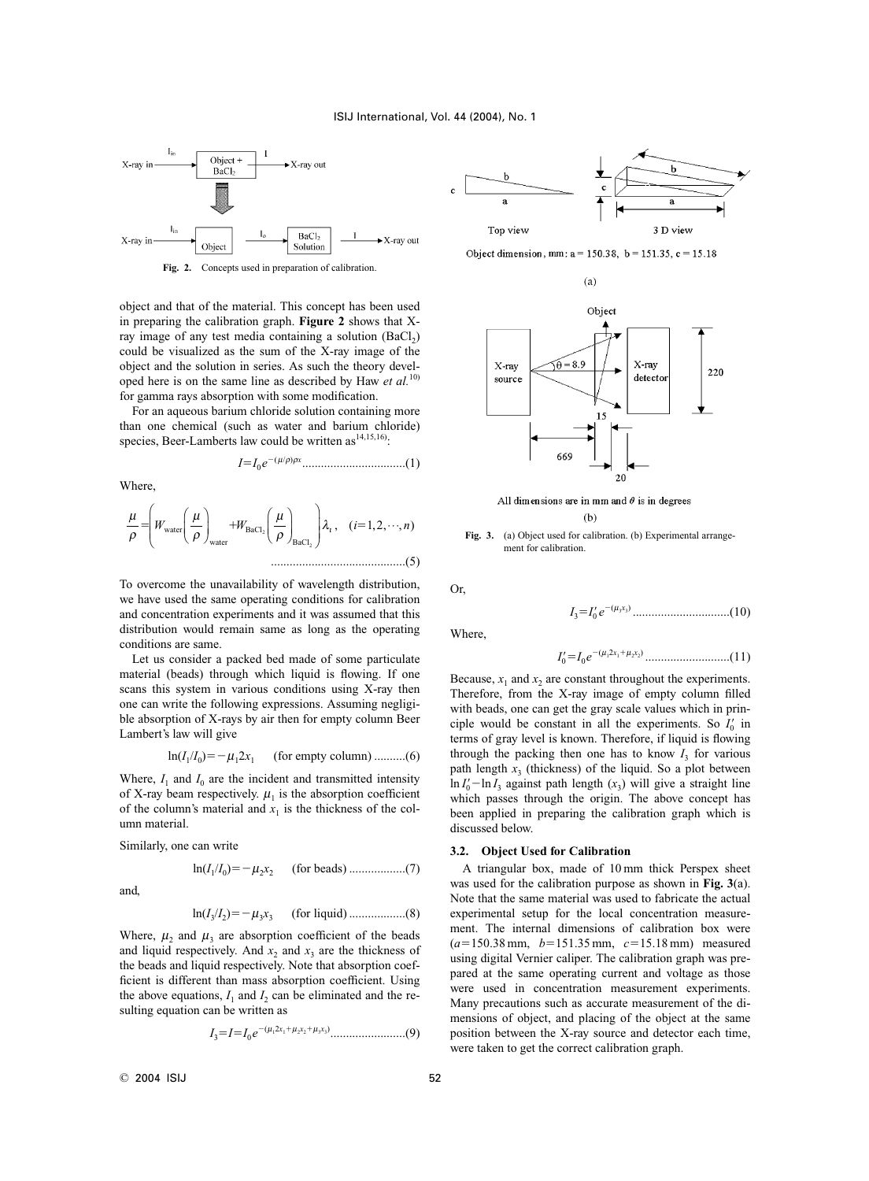Fig. 2. Concepts used in preparation of calibration.

object and that of the material. This concept has been used in preparing the calibration graph. **Figure 2** shows that X-ray image of any test media containing a solution ($BaCl_2$) could be visualized as the sum of the X-ray image of the object and the solution in series. As such the theory developed here is on the same line as described by Haw *et al.*[10] for gamma rays absorption with some modification.

For an aqueous barium chloride solution containing more than one chemical (such as water and barium chloride) species, Beer-Lamberts law could be written as[14,15,16]:

$$I = I_0 e^{-(\mu/\rho)\rho x} \quad \text{.................................(1)}$$

Where,

$$\frac{\mu}{\rho} = \left( W_{\text{water}} \left( \frac{\mu}{\rho} \right)_{\text{water}} + W_{\text{BaCl}_2} \left( \frac{\mu}{\rho} \right)_{\text{BaCl}_2} \right) \lambda_i, \quad (i = 1, 2, \cdots, n) \quad \text{..........................................(5)}$$

To overcome the unavailability of wavelength distribution, we have used the same operating conditions for calibration and concentration experiments and it was assumed that this distribution would remain same as long as the operating conditions are same.

Let us consider a packed bed made of some particulate material (beads) through which liquid is flowing. If one scans this system in various conditions using X-ray then one can write the following expressions. Assuming negligible absorption of X-rays by air then for empty column Beer Lambert's law will give

$$\ln(I_1/I_0) = -\mu_1 2x_1 \quad \text{(for empty column) ..........(6)}$$

Where, $I_1$ and $I_0$ are the incident and transmitted intensity of X-ray beam respectively. $\mu_1$ is the absorption coefficient of the column's material and $x_1$ is the thickness of the column material.

Similarly, one can write

$$\ln(I_1/I_0) = -\mu_2 x_2 \quad \text{(for beads) ..................(7)}$$

and,

$$\ln(I_3/I_2) = -\mu_3 x_3 \quad \text{(for liquid) ..................(8)}$$

Where, $\mu_2$ and $\mu_3$ are absorption coefficient of the beads and liquid respectively. And $x_2$ and $x_3$ are the thickness of the beads and liquid respectively. Note that absorption coefficient is different than mass absorption coefficient. Using the above equations, $I_1$ and $I_2$ can be eliminated and the resulting equation can be written as

$$I_3 = I = I_0 e^{-(\mu_1 2x_1 + \mu_2 x_2 + \mu_3 x_3)} \quad \text{........................(9)}$$

Object dimension, mm: a = 150.38, b = 151.35, c = 15.18

All dimensions are in mm and $\theta$ is in degrees

Fig. 3. (a) Object used for calibration. (b) Experimental arrangement for calibration.

Or,

$$I_3 = I_0' e^{-(\mu_3 x_3)} \quad \text{...............................(10)}$$

Where,

$$I_0' = I_0 e^{-(\mu_1 2x_1 + \mu_2 x_2)} \quad \text{...........................(11)}$$

Because, $x_1$ and $x_2$ are constant throughout the experiments. Therefore, from the X-ray image of empty column filled with beads, one can get the gray scale values which in principle would be constant in all the experiments. So $I_0'$ in terms of gray level is known. Therefore, if liquid is flowing through the packing then one has to know $I_3$ for various path length $x_3$ (thickness) of the liquid. So a plot between $\ln I_0' - \ln I_3$ against path length ($x_3$) will give a straight line which passes through the origin. The above concept has been applied in preparing the calibration graph which is discussed below.

### 3.2. Object Used for Calibration

A triangular box, made of 10 mm thick Perspex sheet was used for the calibration purpose as shown in **Fig. 3**(a). Note that the same material was used to fabricate the actual experimental setup for the local concentration measurement. The internal dimensions of calibration box were ($a = 150.38$ mm, $b = 151.35$ mm, $c = 15.18$ mm) measured using digital Vernier caliper. The calibration graph was prepared at the same operating current and voltage as those were used in concentration measurement experiments. Many precautions such as accurate measurement of the dimensions of object, and placing of the object at the same position between the X-ray source and detector each time, were taken to get the correct calibration graph.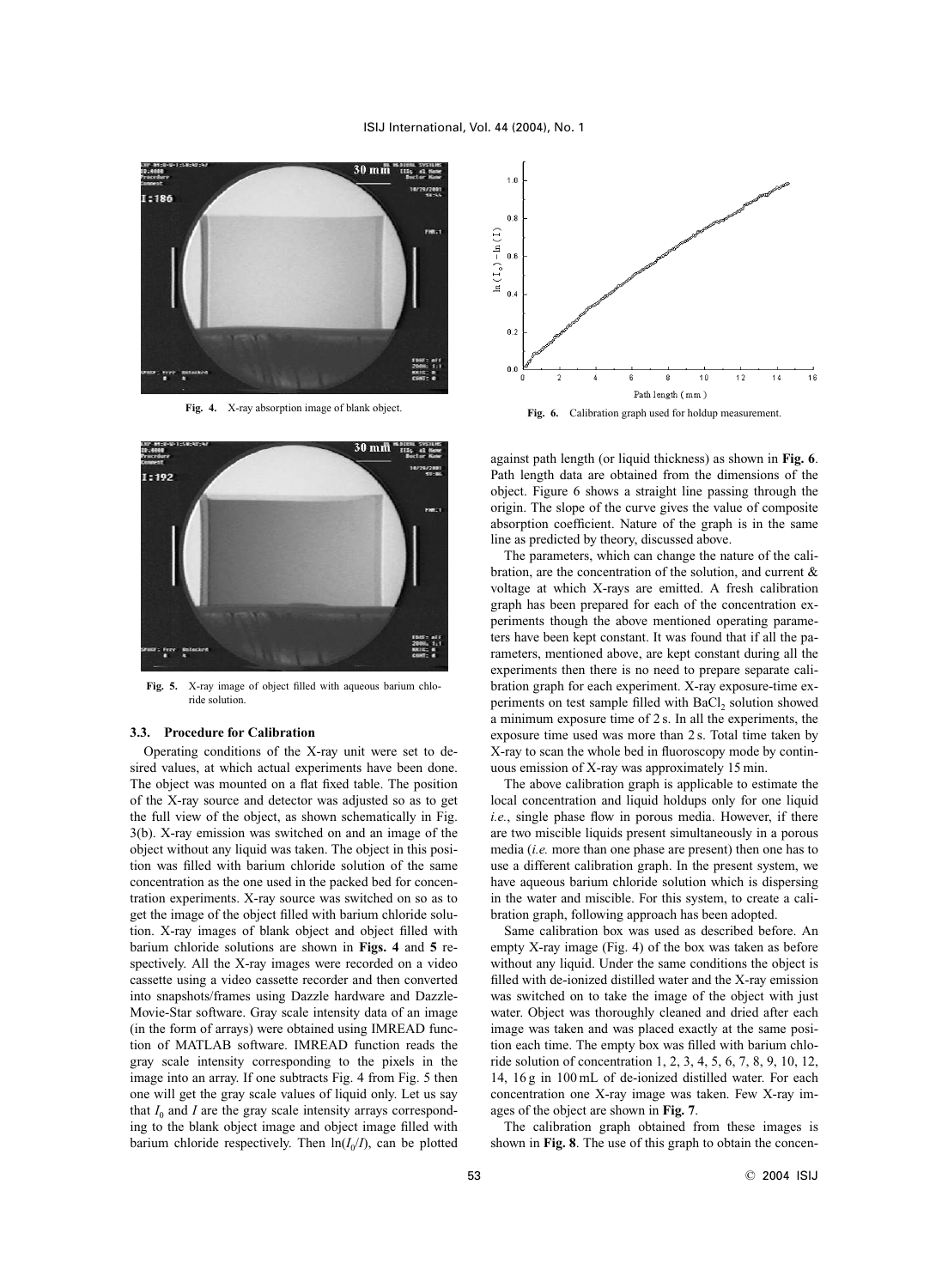Fig. 4. X-ray absorption image of blank object.

Fig. 5. X-ray image of object filled with aqueous barium chloride solution.

### 3.3. Procedure for Calibration

Operating conditions of the X-ray unit were set to desired values, at which actual experiments have been done. The object was mounted on a flat fixed table. The position of the X-ray source and detector was adjusted so as to get the full view of the object, as shown schematically in Fig. 3(b). X-ray emission was switched on and an image of the object without any liquid was taken. The object in this position was filled with barium chloride solution of the same concentration as the one used in the packed bed for concentration experiments. X-ray source was switched on so as to get the image of the object filled with barium chloride solution. X-ray images of blank object and object filled with barium chloride solutions are shown in **Figs. 4** and **5** respectively. All the X-ray images were recorded on a video cassette using a video cassette recorder and then converted into snapshots/frames using Dazzle hardware and Dazzle-Movie-Star software. Gray scale intensity data of an image (in the form of arrays) were obtained using IMREAD function of MATLAB software. IMREAD function reads the gray scale intensity corresponding to the pixels in the image into an array. If one subtracts Fig. 4 from Fig. 5 then one will get the gray scale values of liquid only. Let us say that $I_0$ and $I$ are the gray scale intensity arrays corresponding to the blank object image and object image filled with barium chloride respectively. Then $\ln(I_0/I)$, can be plotted against path length (or liquid thickness) as shown in **Fig. 6**. Path length data are obtained from the dimensions of the object. Figure 6 shows a straight line passing through the origin. The slope of the curve gives the value of composite absorption coefficient. Nature of the graph is in the same line as predicted by theory, discussed above.

Fig. 6. Calibration graph used for holdup measurement.

The parameters, which can change the nature of the calibration, are the concentration of the solution, and current & voltage at which X-rays are emitted. A fresh calibration graph has been prepared for each of the concentration experiments though the above mentioned operating parameters have been kept constant. It was found that if all the parameters, mentioned above, are kept constant during all the experiments then there is no need to prepare separate calibration graph for each experiment. X-ray exposure-time experiments on test sample filled with $BaCl_2$ solution showed a minimum exposure time of 2 s. In all the experiments, the exposure time used was more than 2 s. Total time taken by X-ray to scan the whole bed in fluoroscopy mode by continuous emission of X-ray was approximately 15 min.

The above calibration graph is applicable to estimate the local concentration and liquid holdups only for one liquid *i.e.*, single phase flow in porous media. However, if there are two miscible liquids present simultaneously in a porous media (*i.e.* more than one phase are present) then one has to use a different calibration graph. In the present system, we have aqueous barium chloride solution which is dispersing in the water and miscible. For this system, to create a calibration graph, following approach has been adopted.

Same calibration box was used as described before. An empty X-ray image (Fig. 4) of the box was taken as before without any liquid. Under the same conditions the object is filled with de-ionized distilled water and the X-ray emission was switched on to take the image of the object with just water. Object was thoroughly cleaned and dried after each image was taken and was placed exactly at the same position each time. The empty box was filled with barium chloride solution of concentration 1, 2, 3, 4, 5, 6, 7, 8, 9, 10, 12, 14, 16 g in 100 mL of de-ionized distilled water. For each concentration one X-ray image was taken. Few X-ray images of the object are shown in **Fig. 7**.

The calibration graph obtained from these images is shown in **Fig. 8**. The use of this graph to obtain the concen-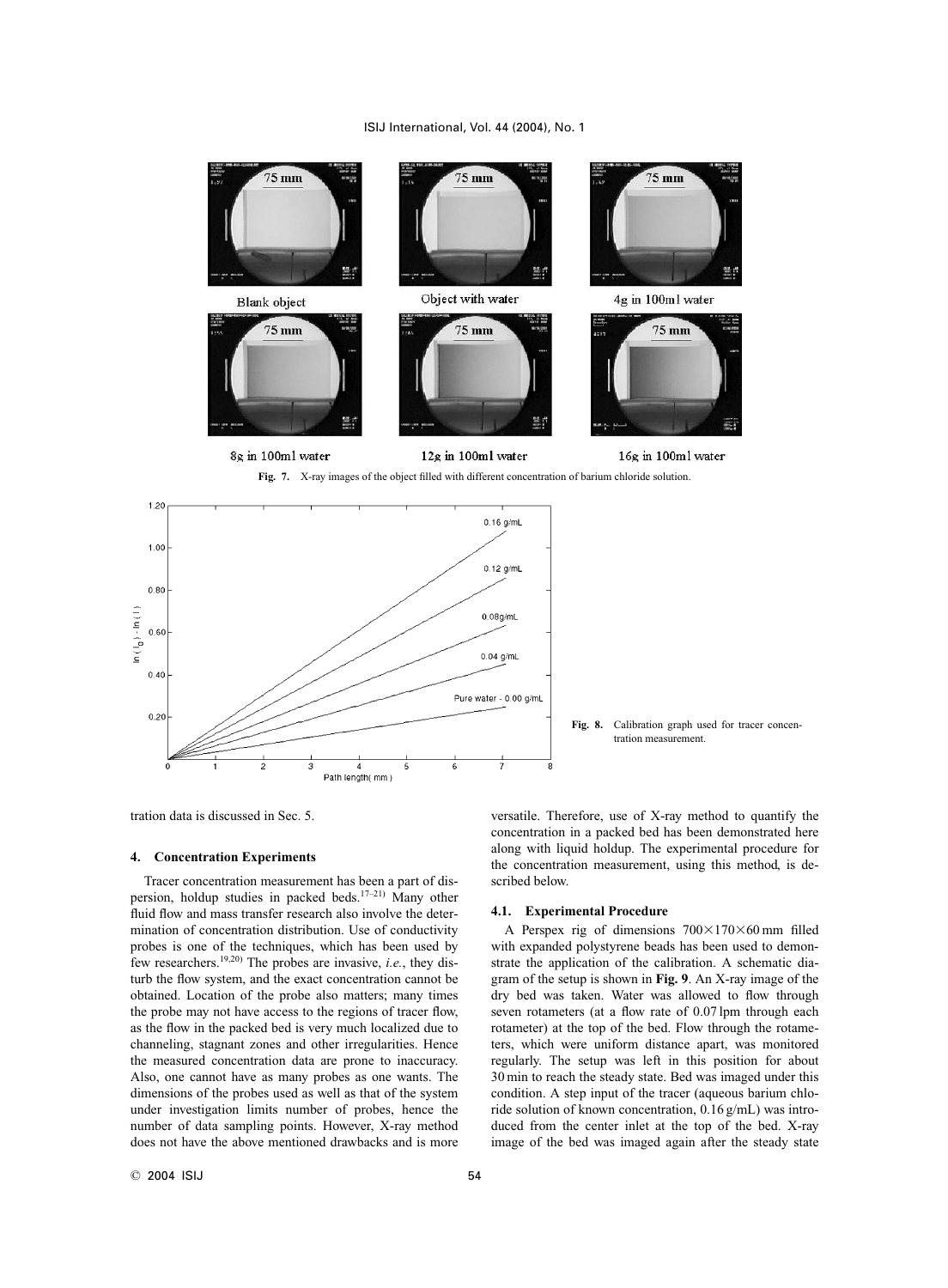Fig. 7. X-ray images of the object filled with different concentration of barium chloride solution.

Fig. 8. Calibration graph used for tracer concentration measurement.

tration data is discussed in Sec. 5.

## 4. Concentration Experiments

Tracer concentration measurement has been a part of dispersion, holdup studies in packed beds.[17–21] Many other fluid flow and mass transfer research also involve the determination of concentration distribution. Use of conductivity probes is one of the techniques, which has been used by few researchers.[19,20] The probes are invasive, *i.e.*, they disturb the flow system, and the exact concentration cannot be obtained. Location of the probe also matters; many times the probe may not have access to the regions of tracer flow, as the flow in the packed bed is very much localized due to channeling, stagnant zones and other irregularities. Hence the measured concentration data are prone to inaccuracy. Also, one cannot have as many probes as one wants. The dimensions of the probes used as well as that of the system under investigation limits number of probes, hence the number of data sampling points. However, X-ray method does not have the above mentioned drawbacks and is more versatile. Therefore, use of X-ray method to quantify the concentration in a packed bed has been demonstrated here along with liquid holdup. The experimental procedure for the concentration measurement, using this method, is described below.

### 4.1. Experimental Procedure

A Perspex rig of dimensions 700×170×60 mm filled with expanded polystyrene beads has been used to demonstrate the application of the calibration. A schematic diagram of the setup is shown in **Fig. 9**. An X-ray image of the dry bed was taken. Water was allowed to flow through seven rotameters (at a flow rate of 0.07 lpm through each rotameter) at the top of the bed. Flow through the rotameters, which were uniform distance apart, was monitored regularly. The setup was left in this position for about 30 min to reach the steady state. Bed was imaged under this condition. A step input of the tracer (aqueous barium chloride solution of known concentration, 0.16 g/mL) was introduced from the center inlet at the top of the bed. X-ray image of the bed was imaged again after the steady state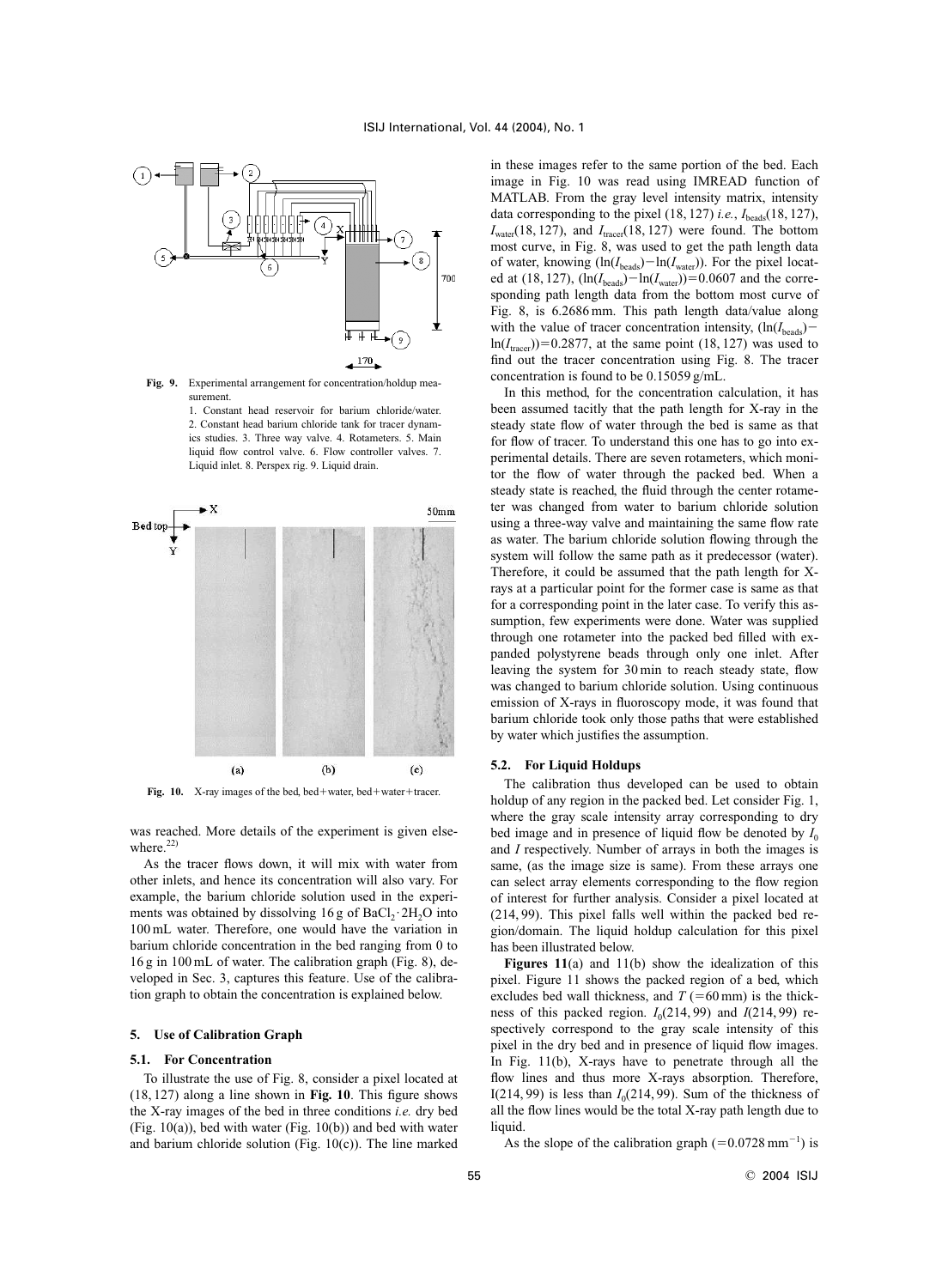Fig. 9. Experimental arrangement for concentration/holdup measurement.
1. Constant head reservoir for barium chloride/water. 2. Constant head barium chloride tank for tracer dynamics studies. 3. Three way valve. 4. Rotameters. 5. Main liquid flow control valve. 6. Flow controller valves. 7. Liquid inlet. 8. Perspex rig. 9. Liquid drain.

Fig. 10. X-ray images of the bed, bed+water, bed+water+tracer.

was reached. More details of the experiment is given elsewhere.[22]

As the tracer flows down, it will mix with water from other inlets, and hence its concentration will also vary. For example, the barium chloride solution used in the experiments was obtained by dissolving 16 g of $BaCl_2 \cdot 2H_2O$ into 100 mL water. Therefore, one would have the variation in barium chloride concentration in the bed ranging from 0 to 16 g in 100 mL of water. The calibration graph (Fig. 8), developed in Sec. 3, captures this feature. Use of the calibration graph to obtain the concentration is explained below.

## 5. Use of Calibration Graph

### 5.1. For Concentration

To illustrate the use of Fig. 8, consider a pixel located at (18, 127) along a line shown in **Fig. 10**. This figure shows the X-ray images of the bed in three conditions *i.e.* dry bed (Fig. 10(a)), bed with water (Fig. 10(b)) and bed with water and barium chloride solution (Fig. 10(c)). The line marked in these images refer to the same portion of the bed. Each image in Fig. 10 was read using IMREAD function of MATLAB. From the gray level intensity matrix, intensity data corresponding to the pixel (18, 127) *i.e.*, $I_{beads}(18, 127)$, $I_{water}(18, 127)$, and $I_{tracer}(18, 127)$ were found. The bottom most curve, in Fig. 8, was used to get the path length data of water, knowing $(\ln(I_{beads}) - \ln(I_{water}))$. For the pixel located at (18, 127), $(\ln(I_{beads}) - \ln(I_{water})) = 0.0607$ and the corresponding path length data from the bottom most curve of Fig. 8, is 6.2686 mm. This path length data/value along with the value of tracer concentration intensity, $(\ln(I_{beads}) - \ln(I_{tracer})) = 0.2877$, at the same point (18, 127) was used to find out the tracer concentration using Fig. 8. The tracer concentration is found to be 0.15059 g/mL.

In this method, for the concentration calculation, it has been assumed tacitly that the path length for X-ray in the steady state flow of water through the bed is same as that for flow of tracer. To understand this one has to go into experimental details. There are seven rotameters, which monitor the flow of water through the packed bed. When a steady state is reached, the fluid through the center rotameter was changed from water to barium chloride solution using a three-way valve and maintaining the same flow rate as water. The barium chloride solution flowing through the system will follow the same path as it predecessor (water). Therefore, it could be assumed that the path length for X-rays at a particular point for the former case is same as that for a corresponding point in the later case. To verify this assumption, few experiments were done. Water was supplied through one rotameter into the packed bed filled with expanded polystyrene beads through only one inlet. After leaving the system for 30 min to reach steady state, flow was changed to barium chloride solution. Using continuous emission of X-rays in fluoroscopy mode, it was found that barium chloride took only those paths that were established by water which justifies the assumption.

### 5.2. For Liquid Holdups

The calibration thus developed can be used to obtain holdup of any region in the packed bed. Let consider Fig. 1, where the gray scale intensity array corresponding to dry bed image and in presence of liquid flow be denoted by $I_0$ and $I$ respectively. Number of arrays in both the images is same, (as the image size is same). From these arrays one can select array elements corresponding to the flow region of interest for further analysis. Consider a pixel located at (214, 99). This pixel falls well within the packed bed region/domain. The liquid holdup calculation for this pixel has been illustrated below.

**Figures 11**(a) and 11(b) show the idealization of this pixel. Figure 11 shows the packed region of a bed, which excludes bed wall thickness, and $T$ (=60 mm) is the thickness of this packed region. $I_0(214, 99)$ and $I(214, 99)$ respectively correspond to the gray scale intensity of this pixel in the dry bed and in presence of liquid flow images. In Fig. 11(b), X-rays have to penetrate through all the flow lines and thus more X-rays absorption. Therefore, $I(214, 99)$ is less than $I_0(214, 99)$. Sum of the thickness of all the flow lines would be the total X-ray path length due to liquid.

As the slope of the calibration graph (=0.0728 mm$^{-1}$) is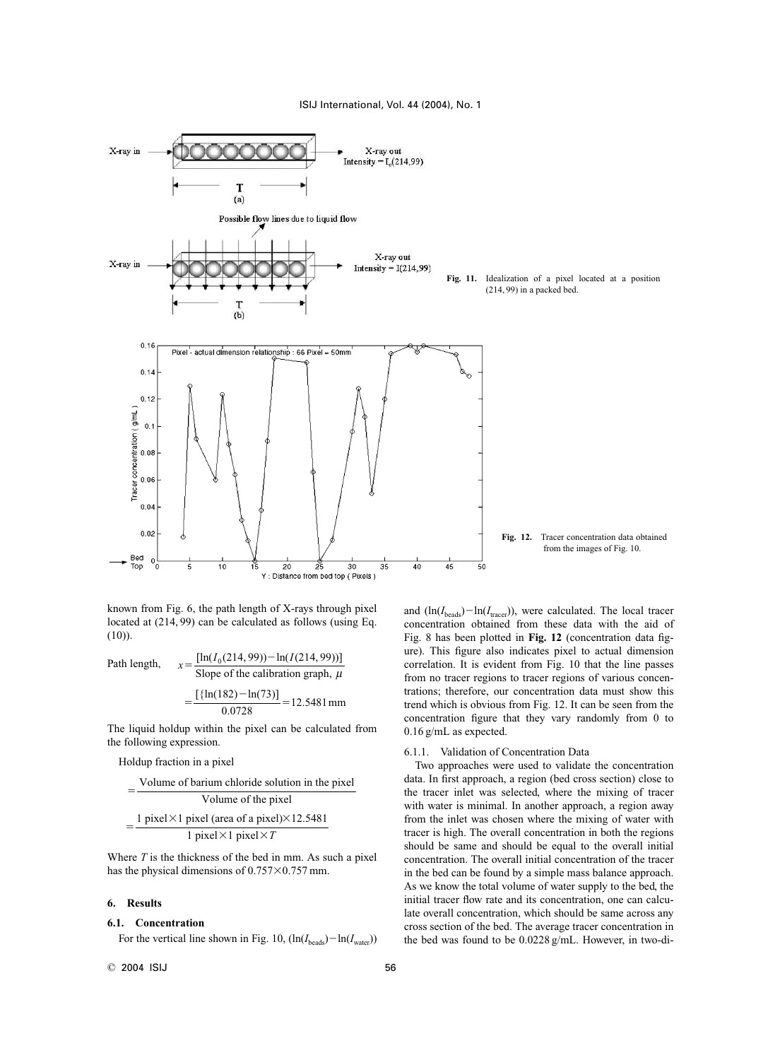Fig. 11. Idealization of a pixel located at a position (214, 99) in a packed bed.

Fig. 12. Tracer concentration data obtained from the images of Fig. 10.

known from Fig. 6, the path length of X-rays through pixel located at (214, 99) can be calculated as follows (using Eq. (10)).

Path length, $$x = \frac{[\ln(I_0(214, 99)) - \ln(I(214, 99))]}{\text{Slope of the calibration graph, } \mu}$$

$$= \frac{[\{\ln(182) - \ln(73)]}{0.0728} = 12.5481\,\text{mm}$$

The liquid holdup within the pixel can be calculated from the following expression.

Holdup fraction in a pixel

$$= \frac{\text{Volume of barium chloride solution in the pixel}}{\text{Volume of the pixel}}$$

$$= \frac{1\text{ pixel} \times 1\text{ pixel (area of a pixel)} \times 12.5481}{1\text{ pixel} \times 1\text{ pixel} \times T}$$

Where $T$ is the thickness of the bed in mm. As such a pixel has the physical dimensions of $0.757 \times 0.757$ mm.

## 6. Results

### 6.1. Concentration

For the vertical line shown in Fig. 10, $(\ln(I_{beads}) - \ln(I_{water}))$ and $(\ln(I_{beads}) - \ln(I_{tracer}))$, were calculated. The local tracer concentration obtained from these data with the aid of Fig. 8 has been plotted in **Fig. 12** (concentration data figure). This figure also indicates pixel to actual dimension correlation. It is evident from Fig. 10 that the line passes from no tracer regions to tracer regions of various concentrations; therefore, our concentration data must show this trend which is obvious from Fig. 12. It can be seen from the concentration figure that they vary randomly from 0 to 0.16 g/mL as expected.

#### 6.1.1. Validation of Concentration Data

Two approaches were used to validate the concentration data. In first approach, a region (bed cross section) close to the tracer inlet was selected, where the mixing of tracer with water is minimal. In another approach, a region away from the inlet was chosen where the mixing of water with tracer is high. The overall concentration in both the regions should be same and should be equal to the overall initial concentration. The overall initial concentration of the tracer in the bed can be found by a simple mass balance approach. As we know the total volume of water supply to the bed, the initial tracer flow rate and its concentration, one can calculate overall concentration, which should be same across any cross section of the bed. The average tracer concentration in the bed was found to be 0.0228 g/mL. However, in two-di-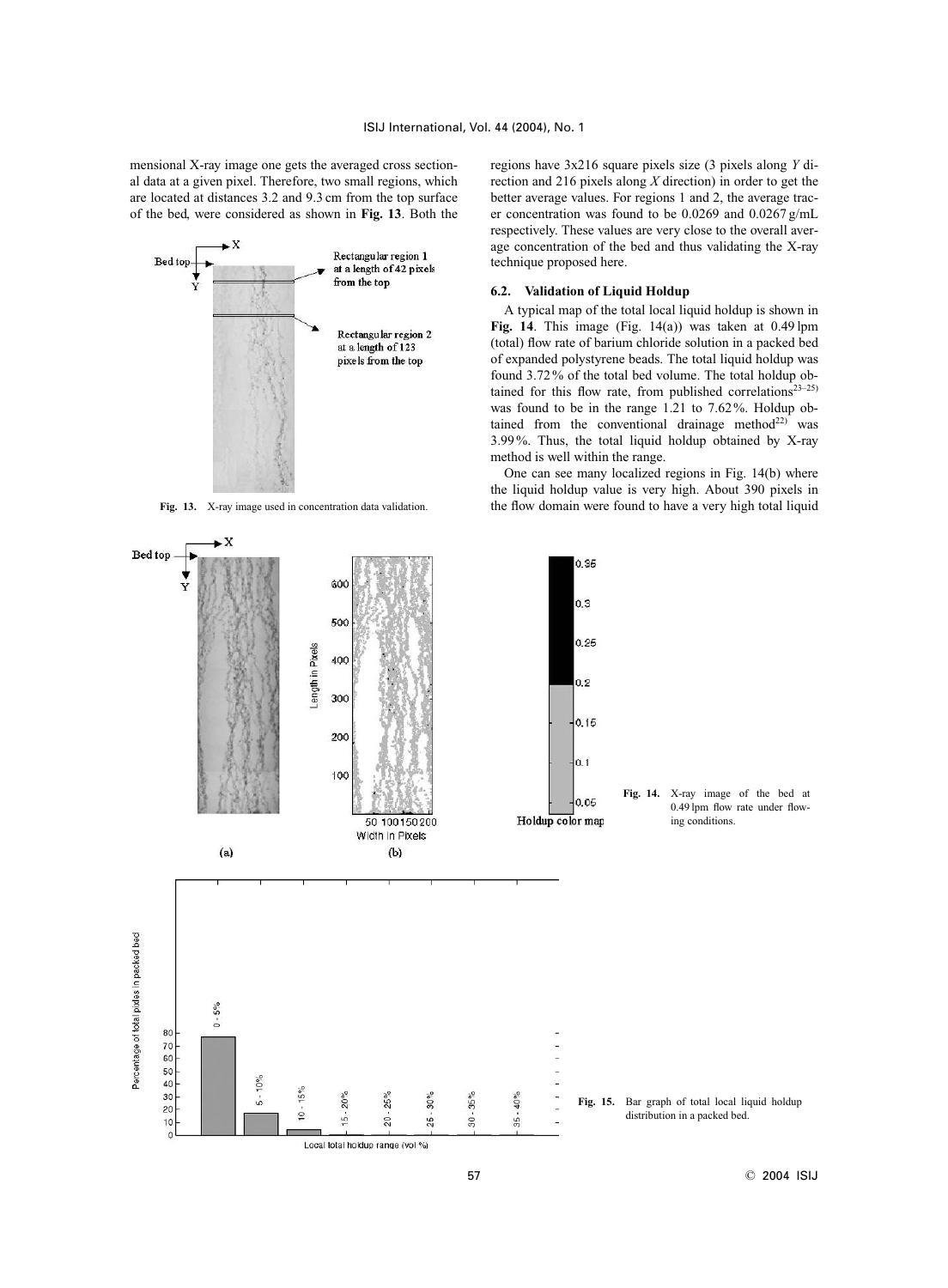mensional X-ray image one gets the averaged cross sectional data at a given pixel. Therefore, two small regions, which are located at distances 3.2 and 9.3 cm from the top surface of the bed, were considered as shown in **Fig. 13**. Both the regions have 3x216 square pixels size (3 pixels along *Y* direction and 216 pixels along *X* direction) in order to get the better average values. For regions 1 and 2, the average tracer concentration was found to be 0.0269 and 0.0267 g/mL respectively. These values are very close to the overall average concentration of the bed and thus validating the X-ray technique proposed here.

**Fig. 13.** X-ray image used in concentration data validation.

### 6.2. Validation of Liquid Holdup

A typical map of the total local liquid holdup is shown in **Fig. 14**. This image (Fig. 14(a)) was taken at 0.49 lpm (total) flow rate of barium chloride solution in a packed bed of expanded polystyrene beads. The total liquid holdup was found 3.72% of the total bed volume. The total holdup obtained for this flow rate, from published correlations[23–25] was found to be in the range 1.21 to 7.62%. Holdup obtained from the conventional drainage method[22] was 3.99%. Thus, the total liquid holdup obtained by X-ray method is well within the range.

One can see many localized regions in Fig. 14(b) where the liquid holdup value is very high. About 390 pixels in the flow domain were found to have a very high total liquid

**Fig. 14.** X-ray image of the bed at 0.49 lpm flow rate under flowing conditions.

**Fig. 15.** Bar graph of total local liquid holdup distribution in a packed bed.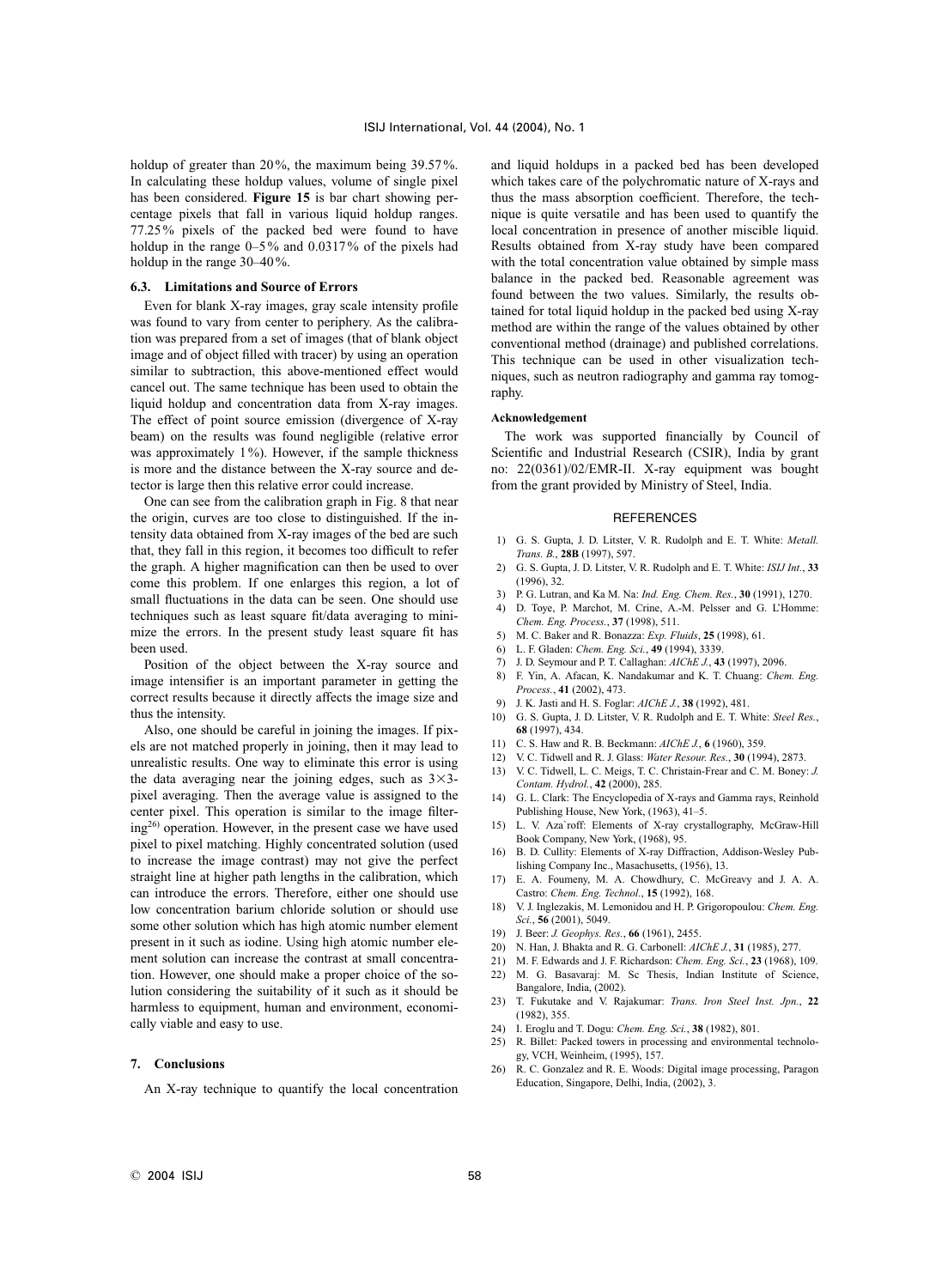holdup of greater than 20%, the maximum being 39.57%. In calculating these holdup values, volume of single pixel has been considered. **Figure 15** is bar chart showing percentage pixels that fall in various liquid holdup ranges. 77.25% pixels of the packed bed were found to have holdup in the range 0–5% and 0.0317% of the pixels had holdup in the range 30–40%.

### 6.3. Limitations and Source of Errors

Even for blank X-ray images, gray scale intensity profile was found to vary from center to periphery. As the calibration was prepared from a set of images (that of blank object image and of object filled with tracer) by using an operation similar to subtraction, this above-mentioned effect would cancel out. The same technique has been used to obtain the liquid holdup and concentration data from X-ray images. The effect of point source emission (divergence of X-ray beam) on the results was found negligible (relative error was approximately 1%). However, if the sample thickness is more and the distance between the X-ray source and detector is large then this relative error could increase.

One can see from the calibration graph in Fig. 8 that near the origin, curves are too close to distinguished. If the intensity data obtained from X-ray images of the bed are such that, they fall in this region, it becomes too difficult to refer the graph. A higher magnification can then be used to over come this problem. If one enlarges this region, a lot of small fluctuations in the data can be seen. One should use techniques such as least square fit/data averaging to minimize the errors. In the present study least square fit has been used.

Position of the object between the X-ray source and image intensifier is an important parameter in getting the correct results because it directly affects the image size and thus the intensity.

Also, one should be careful in joining the images. If pixels are not matched properly in joining, then it may lead to unrealistic results. One way to eliminate this error is using the data averaging near the joining edges, such as $3\times3$-pixel averaging. Then the average value is assigned to the center pixel. This operation is similar to the image filtering[26] operation. However, in the present case we have used pixel to pixel matching. Highly concentrated solution (used to increase the image contrast) may not give the perfect straight line at higher path lengths in the calibration, which can introduce the errors. Therefore, either one should use low concentration barium chloride solution or should use some other solution which has high atomic number element present in it such as iodine. Using high atomic number element solution can increase the contrast at small concentration. However, one should make a proper choice of the solution considering the suitability of it such as it should be harmless to equipment, human and environment, economically viable and easy to use.

## 7. Conclusions

An X-ray technique to quantify the local concentration and liquid holdups in a packed bed has been developed which takes care of the polychromatic nature of X-rays and thus the mass absorption coefficient. Therefore, the technique is quite versatile and has been used to quantify the local concentration in presence of another miscible liquid. Results obtained from X-ray study have been compared with the total concentration value obtained by simple mass balance in the packed bed. Reasonable agreement was found between the two values. Similarly, the results obtained for total liquid holdup in the packed bed using X-ray method are within the range of the values obtained by other conventional method (drainage) and published correlations. This technique can be used in other visualization techniques, such as neutron radiography and gamma ray tomography.

#### Acknowledgement

The work was supported financially by Council of Scientific and Industrial Research (CSIR), India by grant no: 22(0361)/02/EMR-II. X-ray equipment was bought from the grant provided by Ministry of Steel, India.

## REFERENCES

1) G. S. Gupta, J. D. Litster, V. R. Rudolph and E. T. White: *Metall. Trans. B*, **28B** (1997), 597.
2) G. S. Gupta, J. D. Litster, V. R. Rudolph and E. T. White: *ISIJ Int.*, **33** (1996), 32.
3) P. G. Lutran, and Ka M. Na: *Ind. Eng. Chem. Res.*, **30** (1991), 1270.
4) D. Toye, P. Marchot, M. Crine, A.-M. Pelsser and G. L'Homme: *Chem. Eng. Process.*, **37** (1998), 511.
5) M. C. Baker and R. Bonazza: *Exp. Fluids*, **25** (1998), 61.
6) L. F. Gladen: *Chem. Eng. Sci.*, **49** (1994), 3339.
7) J. D. Seymour and P. T. Callaghan: *AIChE J.*, **43** (1997), 2096.
8) F. Yin, A. Afacan, K. Nandakumar and K. T. Chuang: *Chem. Eng. Process.*, **41** (2002), 473.
9) J. K. Jasti and H. S. Foglar: *AIChE J.*, **38** (1992), 481.
10) G. S. Gupta, J. D. Litster, V. R. Rudolph and E. T. White: *Steel Res.*, **68** (1997), 434.
11) C. S. Haw and R. B. Beckmann: *AIChE J.*, **6** (1960), 359.
12) V. C. Tidwell and R. J. Glass: *Water Resour. Res.*, **30** (1994), 2873.
13) V. C. Tidwell, L. C. Meigs, T. C. Christain-Frear and C. M. Boney: *J. Contam. Hydrol.*, **42** (2000), 285.
14) G. L. Clark: The Encyclopedia of X-rays and Gamma rays, Reinhold Publishing House, New York, (1963), 41–5.
15) L. V. Aza`roff: Elements of X-ray crystallography, McGraw-Hill Book Company, New York, (1968), 95.
16) B. D. Cullity: Elements of X-ray Diffraction, Addison-Wesley Publishing Company Inc., Masachusetts, (1956), 13.
17) E. A. Foumeny, M. A. Chowdhury, C. McGreavy and J. A. A. Castro: *Chem. Eng. Technol.*, **15** (1992), 168.
18) V. J. Inglezakis, M. Lemonidou and H. P. Grigoropoulou: *Chem. Eng. Sci.*, **56** (2001), 5049.
19) J. Beer: *J. Geophys. Res.*, **66** (1961), 2455.
20) N. Han, J. Bhakta and R. G. Carbonell: *AIChE J.*, **31** (1985), 277.
21) M. F. Edwards and J. F. Richardson: *Chem. Eng. Sci.*, **23** (1968), 109.
22) M. G. Basavaraj: M. Sc Thesis, Indian Institute of Science, Bangalore, India, (2002).
23) T. Fukutake and V. Rajakumar: *Trans. Iron Steel Inst. Jpn.*, **22** (1982), 355.
24) I. Eroglu and T. Dogu: *Chem. Eng. Sci.*, **38** (1982), 801.
25) R. Billet: Packed towers in processing and environmental technology, VCH, Weinheim, (1995), 157.
26) R. C. Gonzalez and R. E. Woods: Digital image processing, Paragon Education, Singapore, Delhi, India, (2002), 3.